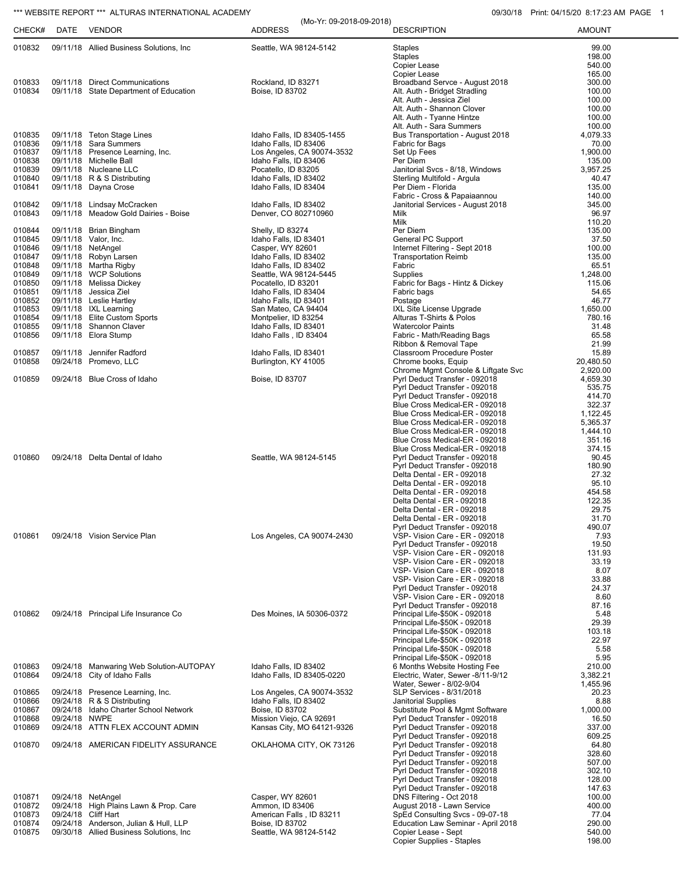*** WEBSITE REPORT *** ALTURAS INTERNATIONAL ACADEMY

(Mo-Yr: 09-2018-09-2018)

09/30/18 Print: 04/15/20 8:17:23 AM

| CHECK# | DATE | VENDOR | ADDRESS | DESCRIPTION | AMOUNT |
|---|---|---|---|---|---|
| 010832 | 09/11/18 | Allied Business Solutions, Inc | Seattle, WA 98124-5142 | Staples | 99.00 |
| | | | | Staples | 198.00 |
| | | | | Copier Lease | 540.00 |
| | | | | Copier Lease | 165.00 |
| 010833 | 09/11/18 | Direct Communications | Rockland, ID 83271 | Broadband Servce - August 2018 | 300.00 |
| 010834 | 09/11/18 | State Department of Education | Boise, ID 83702 | Alt. Auth - Bridget Stradling | 100.00 |
| | | | | Alt. Auth - Jessica Ziel | 100.00 |
| | | | | Alt. Auth - Shannon Clover | 100.00 |
| | | | | Alt. Auth - Tyanne Hintze | 100.00 |
| | | | | Alt. Auth - Sara Summers | 100.00 |
| 010835 | 09/11/18 | Teton Stage Lines | Idaho Falls, ID 83405-1455 | Bus Transportation - August 2018 | 4,079.33 |
| 010836 | 09/11/18 | Sara Summers | Idaho Falls, ID 83406 | Fabric for Bags | 70.00 |
| 010837 | 09/11/18 | Presence Learning, Inc. | Los Angeles, CA 90074-3532 | Set Up Fees | 1,900.00 |
| 010838 | 09/11/18 | Michelle Ball | Idaho Falls, ID 83406 | Per Diem | 135.00 |
| 010839 | 09/11/18 | Nucleane LLC | Pocatello, ID 83205 | Janitorial Svcs - 8/18, Windows | 3,957.25 |
| 010840 | 09/11/18 | R & S Distributing | Idaho Falls, ID 83402 | Sterling Multifold - Argula | 40.47 |
| 010841 | 09/11/18 | Dayna Crose | Idaho Falls, ID 83404 | Per Diem - Florida | 135.00 |
| | | | | Fabric - Cross & Papaiaannou | 140.00 |
| 010842 | 09/11/18 | Lindsay McCracken | Idaho Falls, ID 83402 | Janitorial Services - August 2018 | 345.00 |
| 010843 | 09/11/18 | Meadow Gold Dairies - Boise | Denver, CO 802710960 | Milk | 96.97 |
| | | | | Milk | 110.20 |
| 010844 | 09/11/18 | Brian Bingham | Shelly, ID 83274 | Per Diem | 135.00 |
| 010845 | 09/11/18 | Valor, Inc. | Idaho Falls, ID 83401 | General PC Support | 37.50 |
| 010846 | 09/11/18 | NetAngel | Casper, WY 82601 | Internet Filtering - Sept 2018 | 100.00 |
| 010847 | 09/11/18 | Robyn Larsen | Idaho Falls, ID 83402 | Transportation Reimb | 135.00 |
| 010848 | 09/11/18 | Martha Rigby | Idaho Falls, ID 83402 | Fabric | 65.51 |
| 010849 | 09/11/18 | WCP Solutions | Seattle, WA 98124-5445 | Supplies | 1,248.00 |
| 010850 | 09/11/18 | Melissa Dickey | Pocatello, ID 83201 | Fabric for Bags - Hintz & Dickey | 115.06 |
| 010851 | 09/11/18 | Jessica Ziel | Idaho Falls, ID 83404 | Fabric bags | 54.65 |
| 010852 | 09/11/18 | Leslie Hartley | Idaho Falls, ID 83401 | Postage | 46.77 |
| 010853 | 09/11/18 | IXL Learning | San Mateo, CA 94404 | IXL Site License Upgrade | 1,650.00 |
| 010854 | 09/11/18 | Elite Custom Sports | Montpelier, ID 83254 | Alturas T-Shirts & Polos | 780.16 |
| 010855 | 09/11/18 | Shannon Claver | Idaho Falls, ID 83401 | Watercolor Paints | 31.48 |
| 010856 | 09/11/18 | Elora Stump | Idaho Falls , ID 83404 | Fabric - Math/Reading Bags | 65.58 |
| | | | | Ribbon & Removal Tape | 21.99 |
| 010857 | 09/11/18 | Jennifer Radford | Idaho Falls, ID 83401 | Classroom Procedure Poster | 15.89 |
| 010858 | 09/24/18 | Promevo, LLC | Burlington, KY 41005 | Chrome books, Equip | 20,480.50 |
| | | | | Chrome Mgmt Console & Liftgate Svc | 2,920.00 |
| 010859 | 09/24/18 | Blue Cross of Idaho | Boise, ID 83707 | Pyrl Deduct Transfer - 092018 | 4,659.30 |
| | | | | Pyrl Deduct Transfer - 092018 | 535.75 |
| | | | | Pyrl Deduct Transfer - 092018 | 414.70 |
| | | | | Blue Cross Medical-ER - 092018 | 322.37 |
| | | | | Blue Cross Medical-ER - 092018 | 1,122.45 |
| | | | | Blue Cross Medical-ER - 092018 | 5,365.37 |
| | | | | Blue Cross Medical-ER - 092018 | 1,444.10 |
| | | | | Blue Cross Medical-ER - 092018 | 351.16 |
| | | | | Blue Cross Medical-ER - 092018 | 374.15 |
| 010860 | 09/24/18 | Delta Dental of Idaho | Seattle, WA 98124-5145 | Pyrl Deduct Transfer - 092018 | 90.45 |
| | | | | Pyrl Deduct Transfer - 092018 | 180.90 |
| | | | | Delta Dental - ER - 092018 | 27.32 |
| | | | | Delta Dental - ER - 092018 | 95.10 |
| | | | | Delta Dental - ER - 092018 | 454.58 |
| | | | | Delta Dental - ER - 092018 | 122.35 |
| | | | | Delta Dental - ER - 092018 | 29.75 |
| | | | | Delta Dental - ER - 092018 | 31.70 |
| | | | | Pyrl Deduct Transfer - 092018 | 490.07 |
| 010861 | 09/24/18 | Vision Service Plan | Los Angeles, CA 90074-2430 | VSP- Vision Care - ER - 092018 | 7.93 |
| | | | | Pyrl Deduct Transfer - 092018 | 19.50 |
| | | | | VSP- Vision Care - ER - 092018 | 131.93 |
| | | | | VSP- Vision Care - ER - 092018 | 33.19 |
| | | | | VSP- Vision Care - ER - 092018 | 8.07 |
| | | | | VSP- Vision Care - ER - 092018 | 33.88 |
| | | | | Pyrl Deduct Transfer - 092018 | 24.37 |
| | | | | VSP- Vision Care - ER - 092018 | 8.60 |
| | | | | Pyrl Deduct Transfer - 092018 | 87.16 |
| 010862 | 09/24/18 | Principal Life Insurance Co | Des Moines, IA 50306-0372 | Principal Life-$50K - 092018 | 5.48 |
| | | | | Principal Life-$50K - 092018 | 29.39 |
| | | | | Principal Life-$50K - 092018 | 103.18 |
| | | | | Principal Life-$50K - 092018 | 22.97 |
| | | | | Principal Life-$50K - 092018 | 5.58 |
| | | | | Principal Life-$50K - 092018 | 5.95 |
| 010863 | 09/24/18 | Manwaring Web Solution-AUTOPAY | Idaho Falls, ID 83402 | 6 Months Website Hosting Fee | 210.00 |
| 010864 | 09/24/18 | City of Idaho Falls | Idaho Falls, ID 83405-0220 | Electric, Water, Sewer -8/11-9/12 | 3,382.21 |
| | | | | Water, Sewer - 8/02-9/04 | 1,455.96 |
| 010865 | 09/24/18 | Presence Learning, Inc. | Los Angeles, CA 90074-3532 | SLP Services - 8/31/2018 | 20.23 |
| 010866 | 09/24/18 | R & S Distributing | Idaho Falls, ID 83402 | Janitorial Supplies | 8.88 |
| 010867 | 09/24/18 | Idaho Charter School Network | Boise, ID 83702 | Substitute Pool & Mgmt Software | 1,000.00 |
| 010868 | 09/24/18 | NWPE | Mission Viejo, CA 92691 | Pyrl Deduct Transfer - 092018 | 16.50 |
| 010869 | 09/24/18 | ATTN FLEX ACCOUNT ADMIN | Kansas City, MO 64121-9326 | Pyrl Deduct Transfer - 092018 | 337.00 |
| | | | | Pyrl Deduct Transfer - 092018 | 609.25 |
| 010870 | 09/24/18 | AMERICAN FIDELITY ASSURANCE | OKLAHOMA CITY, OK 73126 | Pyrl Deduct Transfer - 092018 | 64.80 |
| | | | | Pyrl Deduct Transfer - 092018 | 328.60 |
| | | | | Pyrl Deduct Transfer - 092018 | 507.00 |
| | | | | Pyrl Deduct Transfer - 092018 | 302.10 |
| | | | | Pyrl Deduct Transfer - 092018 | 128.00 |
| | | | | Pyrl Deduct Transfer - 092018 | 147.63 |
| 010871 | 09/24/18 | NetAngel | Casper, WY 82601 | DNS Filtering - Oct 2018 | 100.00 |
| 010872 | 09/24/18 | High Plains Lawn & Prop. Care | Ammon, ID 83406 | August 2018 - Lawn Service | 400.00 |
| 010873 | 09/24/18 | Cliff Hart | American Falls , ID 83211 | SpEd Consulting Svcs - 09-07-18 | 77.04 |
| 010874 | 09/24/18 | Anderson, Julian & Hull, LLP | Boise, ID 83702 | Education Law Seminar - April 2018 | 290.00 |
| 010875 | 09/30/18 | Allied Business Solutions, Inc | Seattle, WA 98124-5142 | Copier Lease - Sept | 540.00 |
| | | | | Copier Supplies - Staples | 198.00 |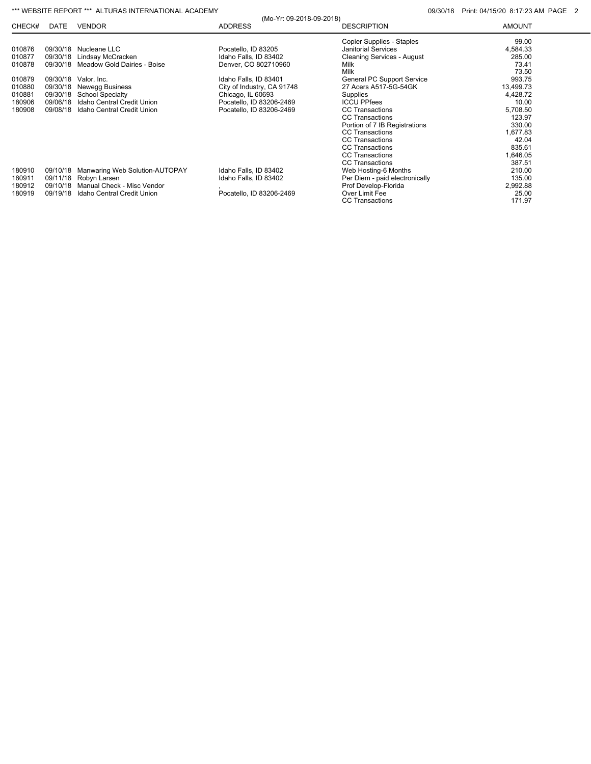| CHECK# | DATE | VENDOR | ADDRESS | DESCRIPTION | AMOUNT |
|---|---|---|---|---|---|
| | | | | Copier Supplies - Staples | 99.00 |
| 010876 | 09/30/18 | Nucleane LLC | Pocatello, ID 83205 | Janitorial Services | 4,584.33 |
| 010877 | 09/30/18 | Lindsay McCracken | Idaho Falls, ID 83402 | Cleaning Services - August | 285.00 |
| 010878 | 09/30/18 | Meadow Gold Dairies - Boise | Denver, CO 802710960 | Milk | 73.41 |
| | | | | Milk | 73.50 |
| 010879 | 09/30/18 | Valor, Inc. | Idaho Falls, ID 83401 | General PC Support Service | 993.75 |
| 010880 | 09/30/18 | Newegg Business | City of Industry, CA 91748 | 27 Acers A517-5G-54GK | 13,499.73 |
| 010881 | 09/30/18 | School Specialty | Chicago, IL 60693 | Supplies | 4,428.72 |
| 180906 | 09/06/18 | Idaho Central Credit Union | Pocatello, ID 83206-2469 | ICCU PPfees | 10.00 |
| 180908 | 09/08/18 | Idaho Central Credit Union | Pocatello, ID 83206-2469 | CC Transactions | 5,708.50 |
| | | | | CC Transactions | 123.97 |
| | | | | Portion of 7 IB Registrations | 330.00 |
| | | | | CC Transactions | 1,677.83 |
| | | | | CC Transactions | 42.04 |
| | | | | CC Transactions | 835.61 |
| | | | | CC Transactions | 1,646.05 |
| | | | | CC Transactions | 387.51 |
| 180910 | 09/10/18 | Manwaring Web Solution-AUTOPAY | Idaho Falls, ID 83402 | Web Hosting-6 Months | 210.00 |
| 180911 | 09/11/18 | Robyn Larsen | Idaho Falls, ID 83402 | Per Diem - paid electronically | 135.00 |
| 180912 | 09/10/18 | Manual Check - Misc Vendor | , | Prof Develop-Florida | 2,992.88 |
| 180919 | 09/19/18 | Idaho Central Credit Union | Pocatello, ID 83206-2469 | Over Limit Fee | 25.00 |
| | | | | CC Transactions | 171.97 |